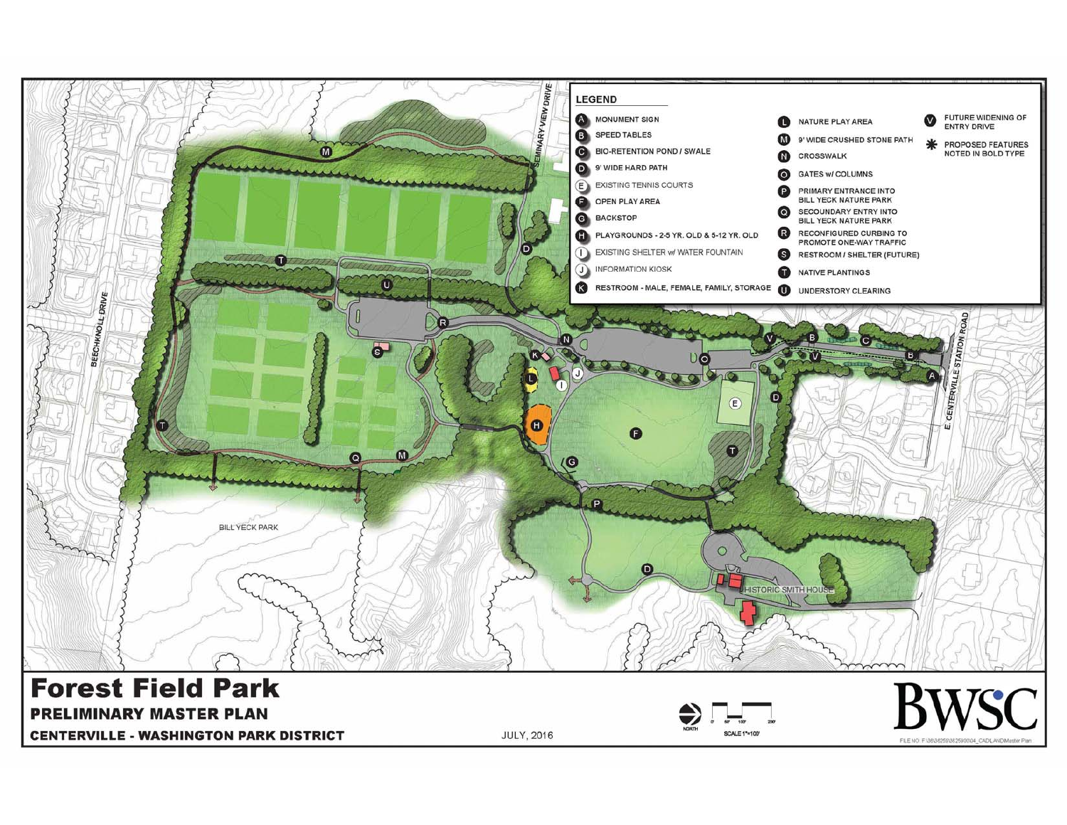# Forest Field Park

## PRELIMINARY MASTER PLAN

**CENTERVILLE - WASHINGTON PARK DISTRICT**

JULY, 2016

### LEGEND

- **A** MONUMENT SIGN
- **B** SPEED TABLES
- **C** BIO-RETENTION POND / SWALE
- **D** 9' WIDE HARD PATH
- **E** EXISTING TENNIS COURTS
- **F** OPEN PLAY AREA
- **G** BACKSTOP
- **H** PLAYGROUNDS - 2-5 YR. OLD & 5-12 YR. OLD
- **I** EXISTING SHELTER w/ WATER FOUNTAIN
- **J** INFORMATION KIOSK
- **K** RESTROOM - MALE, FEMALE, FAMILY, STORAGE
- **L** NATURE PLAY AREA
- **M** 9' WIDE CRUSHED STONE PATH
- **N** CROSSWALK
- **O** GATES w/ COLUMNS
- **P** PRIMARY ENTRANCE INTO BILL YECK NATURE PARK
- **Q** SECOUNDARY ENTRY INTO BILL YECK NATURE PARK
- **R** RECONFIGURED CURBING TO PROMOTE ONE-WAY TRAFFIC
- **S** RESTROOM / SHELTER (FUTURE)
- **T** NATIVE PLANTINGS
- **U** UNDERSTORY CLEARING
- **V** FUTURE WIDENING OF ENTRY DRIVE
- * PROPOSED FEATURES NOTED IN BOLD TYPE

SEMINARY VIEW DRIVE

BEECHKNOLL DRIVE

E. CENTERVILLE STATION ROAD

BILL YECK PARK

HISTORIC SMITH HOUSE

NORTH

0' 50' 100' 200'

SCALE 1"=100'

BWSC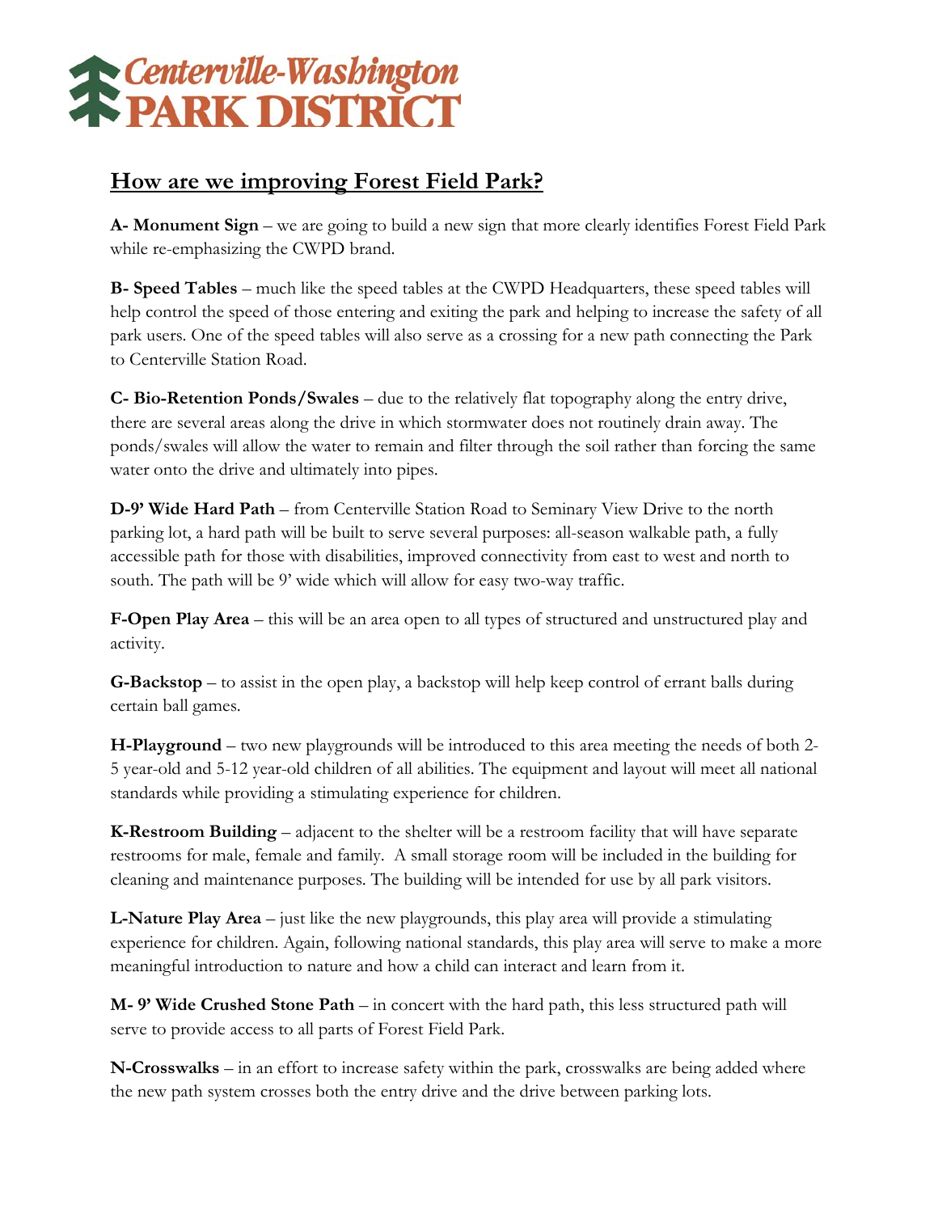# Centerville-Washington PARK DISTRICT

## How are we improving Forest Field Park?

**A- Monument Sign** – we are going to build a new sign that more clearly identifies Forest Field Park while re-emphasizing the CWPD brand.

**B- Speed Tables** – much like the speed tables at the CWPD Headquarters, these speed tables will help control the speed of those entering and exiting the park and helping to increase the safety of all park users. One of the speed tables will also serve as a crossing for a new path connecting the Park to Centerville Station Road.

**C- Bio-Retention Ponds/Swales** – due to the relatively flat topography along the entry drive, there are several areas along the drive in which stormwater does not routinely drain away. The ponds/swales will allow the water to remain and filter through the soil rather than forcing the same water onto the drive and ultimately into pipes.

**D-9' Wide Hard Path** – from Centerville Station Road to Seminary View Drive to the north parking lot, a hard path will be built to serve several purposes: all-season walkable path, a fully accessible path for those with disabilities, improved connectivity from east to west and north to south. The path will be 9' wide which will allow for easy two-way traffic.

**F-Open Play Area** – this will be an area open to all types of structured and unstructured play and activity.

**G-Backstop** – to assist in the open play, a backstop will help keep control of errant balls during certain ball games.

**H-Playground** – two new playgrounds will be introduced to this area meeting the needs of both 2-5 year-old and 5-12 year-old children of all abilities. The equipment and layout will meet all national standards while providing a stimulating experience for children.

**K-Restroom Building** – adjacent to the shelter will be a restroom facility that will have separate restrooms for male, female and family. A small storage room will be included in the building for cleaning and maintenance purposes. The building will be intended for use by all park visitors.

**L-Nature Play Area** – just like the new playgrounds, this play area will provide a stimulating experience for children. Again, following national standards, this play area will serve to make a more meaningful introduction to nature and how a child can interact and learn from it.

**M- 9' Wide Crushed Stone Path** – in concert with the hard path, this less structured path will serve to provide access to all parts of Forest Field Park.

**N-Crosswalks** – in an effort to increase safety within the park, crosswalks are being added where the new path system crosses both the entry drive and the drive between parking lots.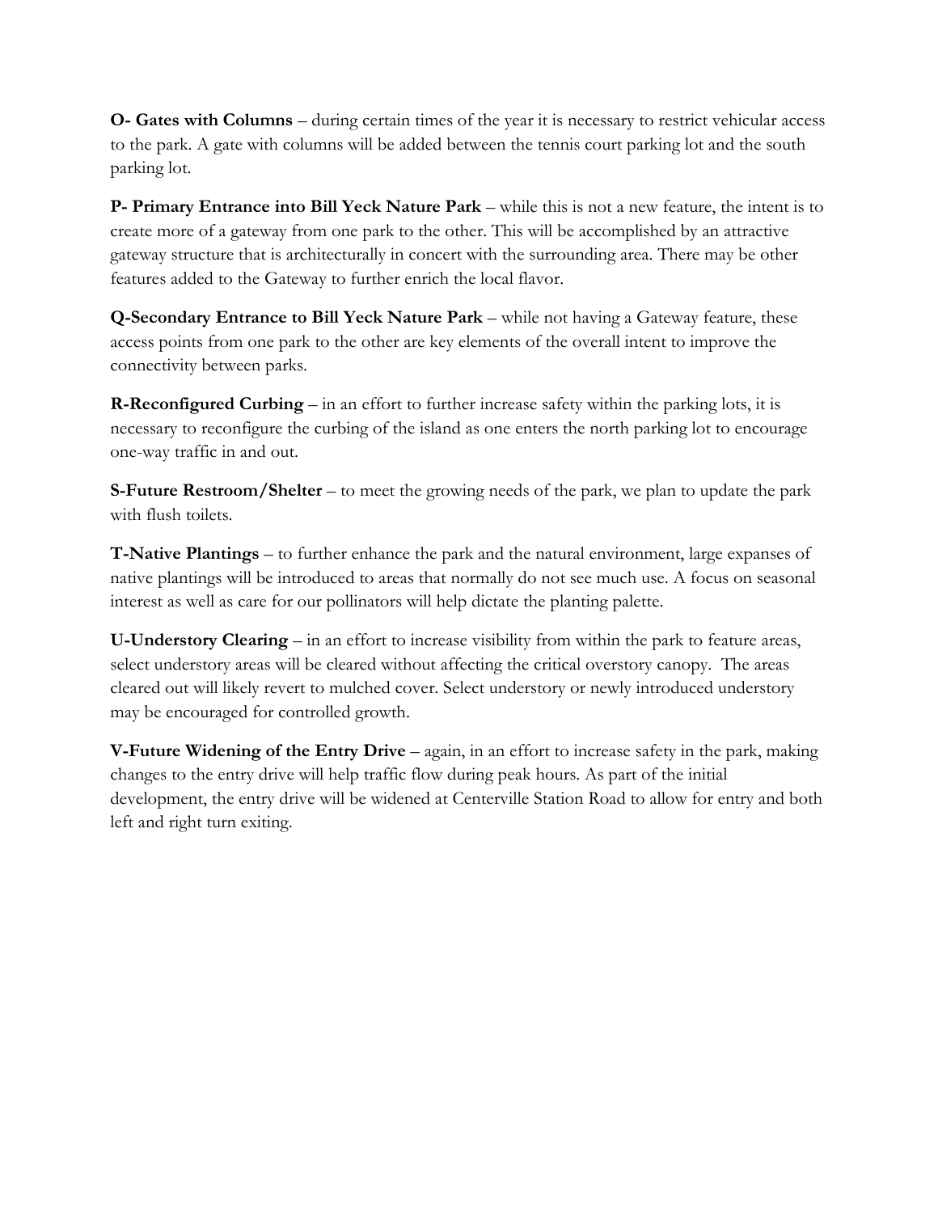**O- Gates with Columns** – during certain times of the year it is necessary to restrict vehicular access to the park. A gate with columns will be added between the tennis court parking lot and the south parking lot.

**P- Primary Entrance into Bill Yeck Nature Park** – while this is not a new feature, the intent is to create more of a gateway from one park to the other. This will be accomplished by an attractive gateway structure that is architecturally in concert with the surrounding area. There may be other features added to the Gateway to further enrich the local flavor.

**Q-Secondary Entrance to Bill Yeck Nature Park** – while not having a Gateway feature, these access points from one park to the other are key elements of the overall intent to improve the connectivity between parks.

**R-Reconfigured Curbing** – in an effort to further increase safety within the parking lots, it is necessary to reconfigure the curbing of the island as one enters the north parking lot to encourage one-way traffic in and out.

**S-Future Restroom/Shelter** – to meet the growing needs of the park, we plan to update the park with flush toilets.

**T-Native Plantings** – to further enhance the park and the natural environment, large expanses of native plantings will be introduced to areas that normally do not see much use. A focus on seasonal interest as well as care for our pollinators will help dictate the planting palette.

**U-Understory Clearing** – in an effort to increase visibility from within the park to feature areas, select understory areas will be cleared without affecting the critical overstory canopy. The areas cleared out will likely revert to mulched cover. Select understory or newly introduced understory may be encouraged for controlled growth.

**V-Future Widening of the Entry Drive** – again, in an effort to increase safety in the park, making changes to the entry drive will help traffic flow during peak hours. As part of the initial development, the entry drive will be widened at Centerville Station Road to allow for entry and both left and right turn exiting.